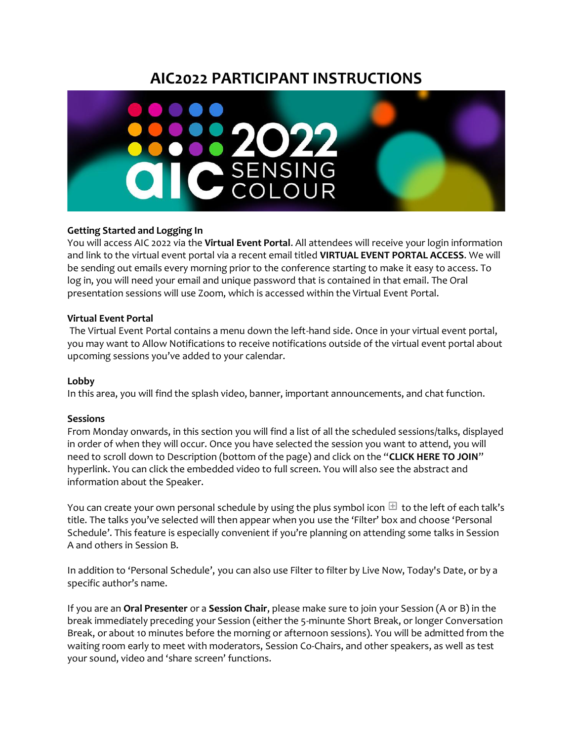# AIC2022 PARTICIPANT INSTRUCTIONS

### Getting Started and Logging In

You will access AIC 2022 via the **Virtual Event Portal**. All attendees will receive your login information and link to the virtual event portal via a recent email titled **VIRTUAL EVENT PORTAL ACCESS**. We will be sending out emails every morning prior to the conference starting to make it easy to access. To log in, you will need your email and unique password that is contained in that email. The Oral presentation sessions will use Zoom, which is accessed within the Virtual Event Portal.

### Virtual Event Portal

The Virtual Event Portal contains a menu down the left-hand side. Once in your virtual event portal, you may want to Allow Notifications to receive notifications outside of the virtual event portal about upcoming sessions you've added to your calendar.

### Lobby

In this area, you will find the splash video, banner, important announcements, and chat function.

### Sessions

From Monday onwards, in this section you will find a list of all the scheduled sessions/talks, displayed in order of when they will occur. Once you have selected the session you want to attend, you will need to scroll down to Description (bottom of the page) and click on the "**CLICK HERE TO JOIN**" hyperlink. You can click the embedded video to full screen. You will also see the abstract and information about the Speaker.

You can create your own personal schedule by using the plus symbol icon ⊞ to the left of each talk's title. The talks you've selected will then appear when you use the 'Filter' box and choose 'Personal Schedule'. This feature is especially convenient if you're planning on attending some talks in Session A and others in Session B.

In addition to 'Personal Schedule', you can also use Filter to filter by Live Now, Today's Date, or by a specific author's name.

If you are an **Oral Presenter** or a **Session Chair**, please make sure to join your Session (A or B) in the break immediately preceding your Session (either the 5-minunte Short Break, or longer Conversation Break, or about 10 minutes before the morning or afternoon sessions). You will be admitted from the waiting room early to meet with moderators, Session Co-Chairs, and other speakers, as well as test your sound, video and 'share screen' functions.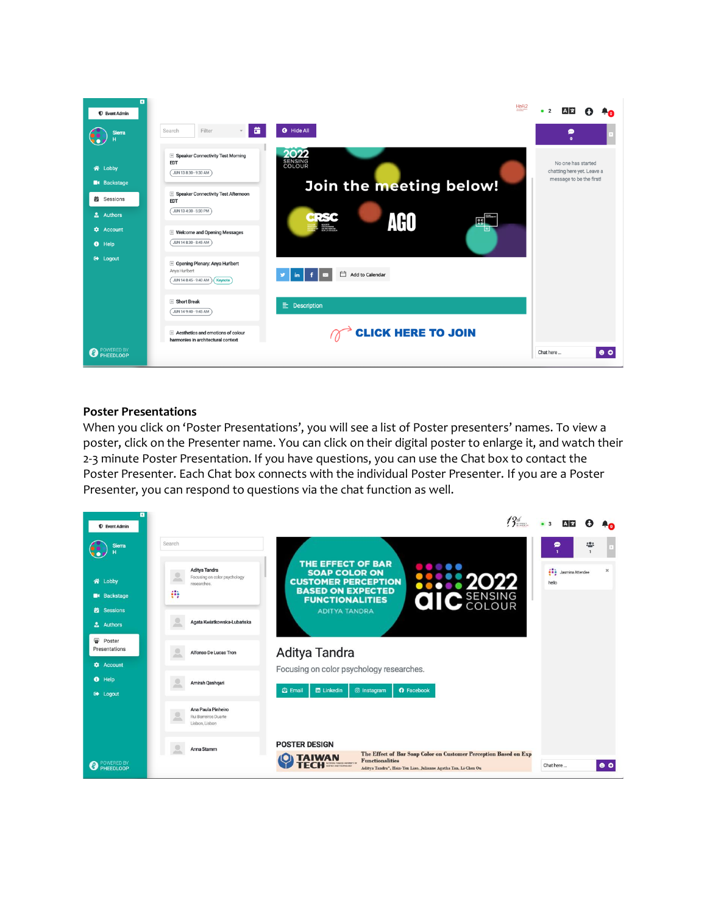## Poster Presentations

When you click on 'Poster Presentations', you will see a list of Poster presenters' names. To view a poster, click on the Presenter name. You can click on their digital poster to enlarge it, and watch their 2-3 minute Poster Presentation. If you have questions, you can use the Chat box to contact the Poster Presenter. Each Chat box connects with the individual Poster Presenter. If you are a Poster Presenter, you can respond to questions via the chat function as well.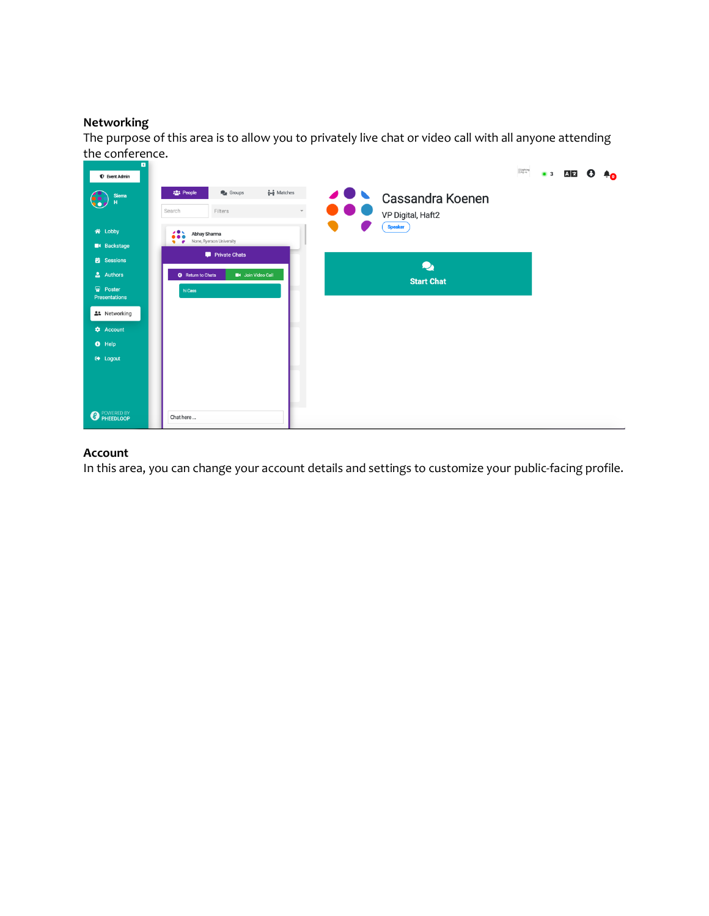**Networking**
The purpose of this area is to allow you to privately live chat or video call with all anyone attending the conference.

**Account**
In this area, you can change your account details and settings to customize your public-facing profile.